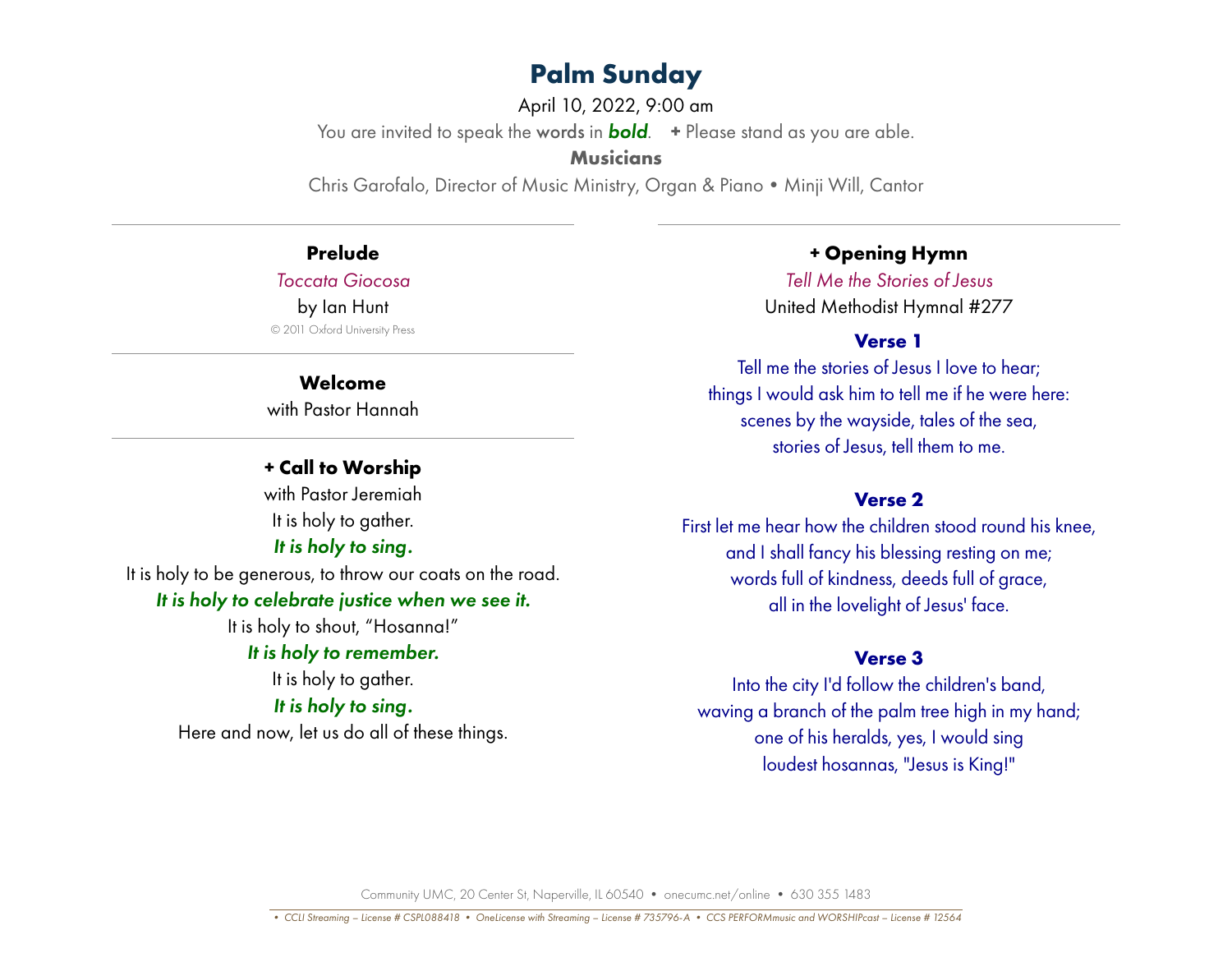# Palm Sunday

April 10, 2022, 9:00 am

You are invited to speak the words in ***bold***. **+** Please stand as you are able.

**Musicians**

Chris Garofalo, Director of Music Ministry, Organ & Piano • Minji Will, Cantor

---

## Prelude

*Toccata Giocosa*

by Ian Hunt

© 2011 Oxford University Press

---

## Welcome

with Pastor Hannah

---

## + Call to Worship

with Pastor Jeremiah

It is holy to gather.

***It is holy to sing.***

It is holy to be generous, to throw our coats on the road.

***It is holy to celebrate justice when we see it.***

It is holy to shout, “Hosanna!”

***It is holy to remember.***

It is holy to gather.

***It is holy to sing.***

Here and now, let us do all of these things.

---

## + Opening Hymn

*Tell Me the Stories of Jesus*

United Methodist Hymnal #277

**Verse 1**

Tell me the stories of Jesus I love to hear;
things I would ask him to tell me if he were here:
scenes by the wayside, tales of the sea,
stories of Jesus, tell them to me.

**Verse 2**

First let me hear how the children stood round his knee,
and I shall fancy his blessing resting on me;
words full of kindness, deeds full of grace,
all in the lovelight of Jesus' face.

**Verse 3**

Into the city I'd follow the children's band,
waving a branch of the palm tree high in my hand;
one of his heralds, yes, I would sing
loudest hosannas, "Jesus is King!"

Community UMC, 20 Center St, Naperville, IL 60540 • onecumc.net/online • 630 355 1483

*• CCLI Streaming – License # CSPL088418 • OneLicense with Streaming – License # 735796-A • CCS PERFORMmusic and WORSHIPcast – License # 12564*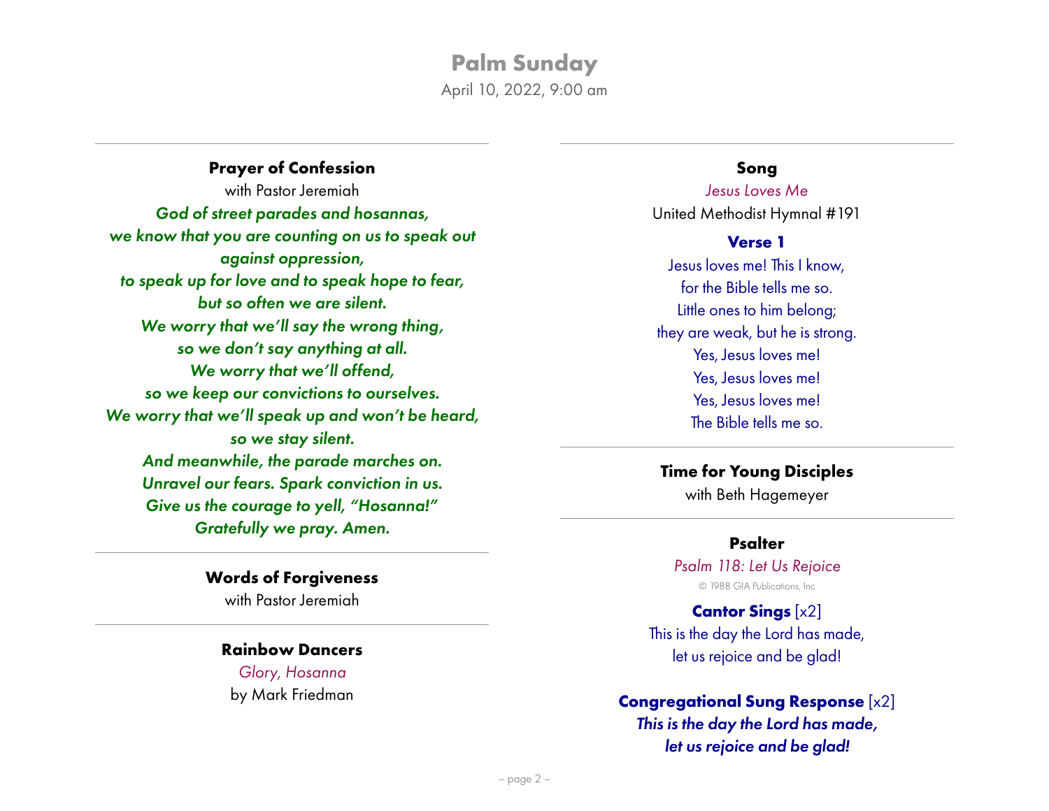# Palm Sunday

April 10, 2022, 9:00 am

---

### Prayer of Confession

with Pastor Jeremiah

***God of street parades and hosannas,***
***we know that you are counting on us to speak out against oppression,***
***to speak up for love and to speak hope to fear,***
***but so often we are silent.***
***We worry that we'll say the wrong thing,***
***so we don't say anything at all.***
***We worry that we'll offend,***
***so we keep our convictions to ourselves.***
***We worry that we'll speak up and won't be heard,***
***so we stay silent.***
***And meanwhile, the parade marches on.***
***Unravel our fears. Spark conviction in us.***
***Give us the courage to yell, "Hosanna!"***
***Gratefully we pray. Amen.***

---

### Words of Forgiveness

with Pastor Jeremiah

---

### Rainbow Dancers

*Glory, Hosanna*
by Mark Friedman

---

### Song

*Jesus Loves Me*
United Methodist Hymnal #191

**Verse 1**

Jesus loves me! This I know,
for the Bible tells me so.
Little ones to him belong;
they are weak, but he is strong.
Yes, Jesus loves me!
Yes, Jesus loves me!
Yes, Jesus loves me!
The Bible tells me so.

---

### Time for Young Disciples

with Beth Hagemeyer

---

### Psalter

*Psalm 118: Let Us Rejoice*
© 1988 GIA Publications, Inc

**Cantor Sings** [x2]

This is the day the Lord has made,
let us rejoice and be glad!

**Congregational Sung Response** [x2]

***This is the day the Lord has made,***
***let us rejoice and be glad!***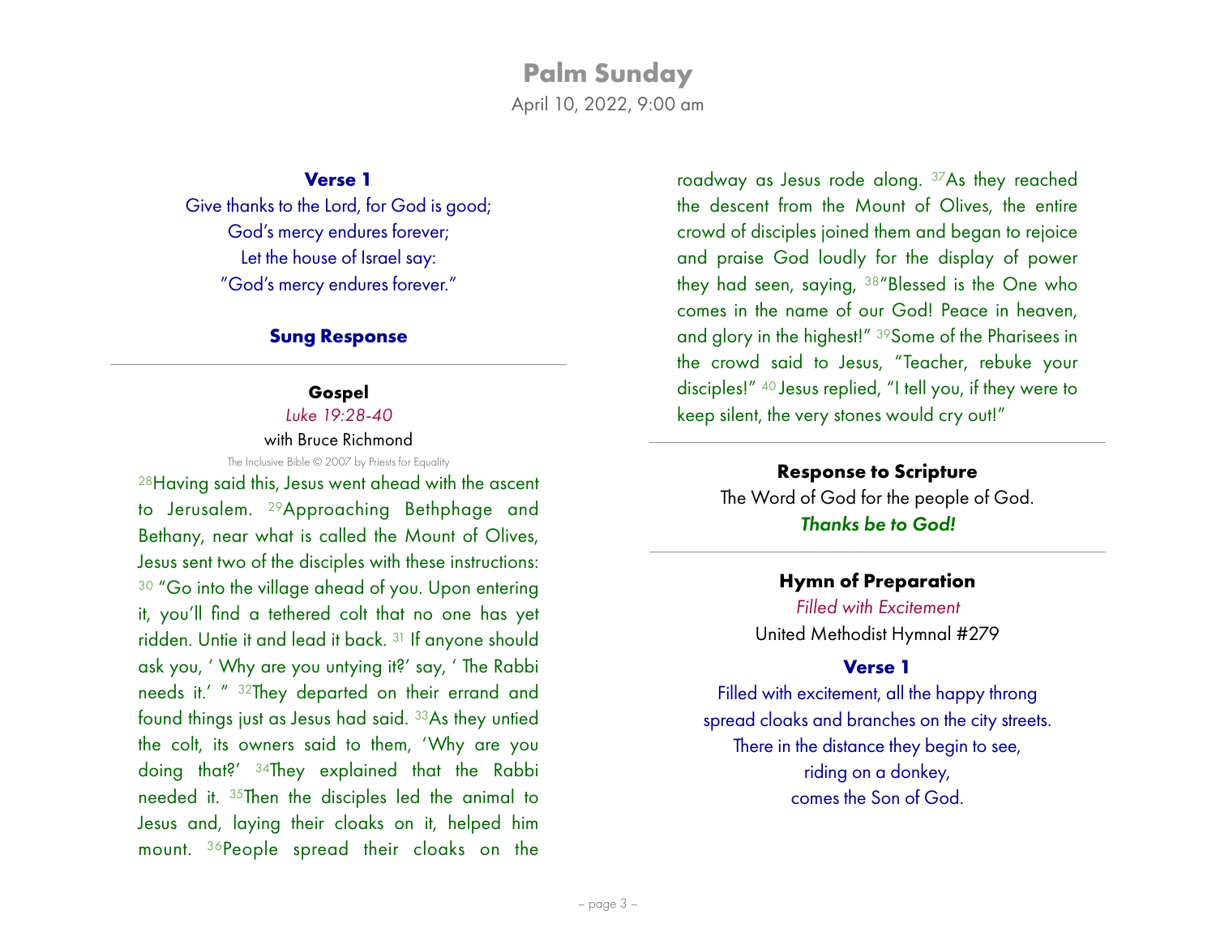## Palm Sunday

April 10, 2022, 9:00 am

### Verse 1

Give thanks to the Lord, for God is good;
God's mercy endures forever;
Let the house of Israel say:
"God's mercy endures forever."

### Sung Response

---

### Gospel

*Luke 19:28-40*

with Bruce Richmond

The Inclusive Bible © 2007 by Priests for Equality

[28]Having said this, Jesus went ahead with the ascent to Jerusalem. [29]Approaching Bethphage and Bethany, near what is called the Mount of Olives, Jesus sent two of the disciples with these instructions: [30] "Go into the village ahead of you. Upon entering it, you'll find a tethered colt that no one has yet ridden. Untie it and lead it back. [31] If anyone should ask you, ' Why are you untying it?' say, ' The Rabbi needs it.' " [32]They departed on their errand and found things just as Jesus had said. [33]As they untied the colt, its owners said to them, 'Why are you doing that?' [34]They explained that the Rabbi needed it. [35]Then the disciples led the animal to Jesus and, laying their cloaks on it, helped him mount. [36]People spread their cloaks on the roadway as Jesus rode along. [37]As they reached the descent from the Mount of Olives, the entire crowd of disciples joined them and began to rejoice and praise God loudly for the display of power they had seen, saying, [38]"Blessed is the One who comes in the name of our God! Peace in heaven, and glory in the highest!" [39]Some of the Pharisees in the crowd said to Jesus, "Teacher, rebuke your disciples!" [40] Jesus replied, "I tell you, if they were to keep silent, the very stones would cry out!"

---

### Response to Scripture

The Word of God for the people of God.
***Thanks be to God!***

---

### Hymn of Preparation

*Filled with Excitement*

United Methodist Hymnal #279

### Verse 1

Filled with excitement, all the happy throng
spread cloaks and branches on the city streets.
There in the distance they begin to see,
riding on a donkey,
comes the Son of God.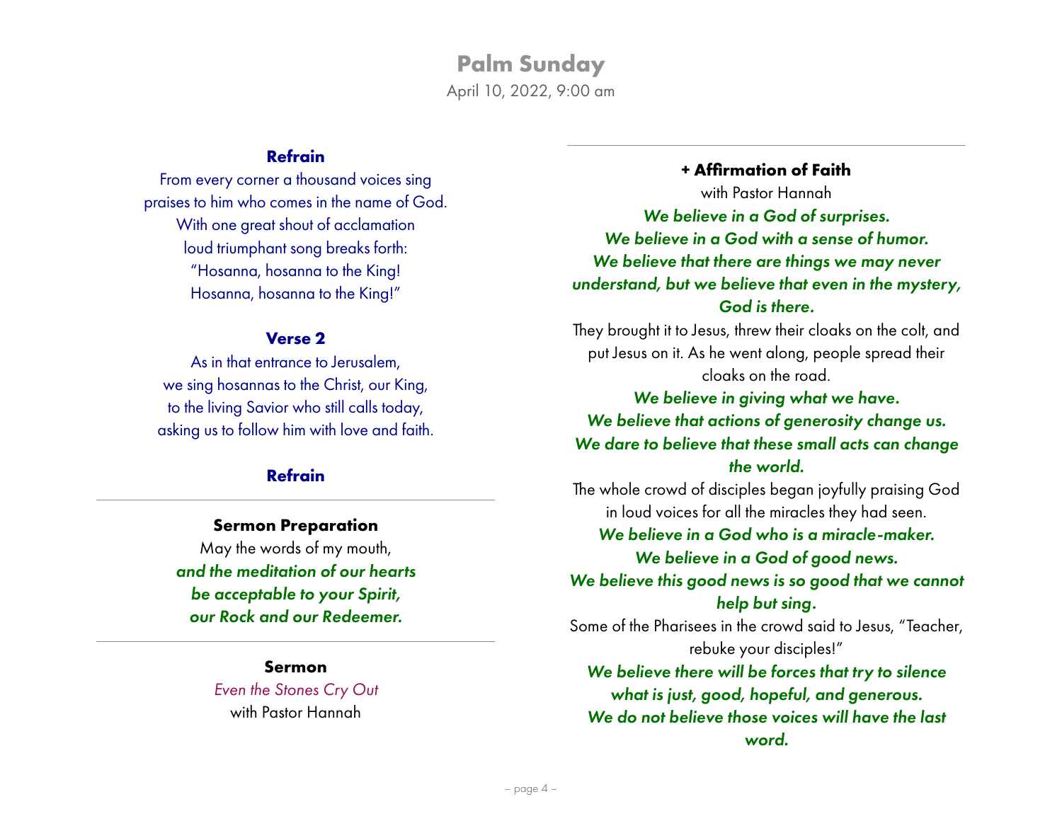# Palm Sunday

April 10, 2022, 9:00 am

### Refrain

From every corner a thousand voices sing
praises to him who comes in the name of God.
With one great shout of acclamation
loud triumphant song breaks forth:
"Hosanna, hosanna to the King!
Hosanna, hosanna to the King!"

### Verse 2

As in that entrance to Jerusalem,
we sing hosannas to the Christ, our King,
to the living Savior who still calls today,
asking us to follow him with love and faith.

### Refrain

---

### Sermon Preparation

May the words of my mouth,
***and the meditation of our hearts***
***be acceptable to your Spirit,***
***our Rock and our Redeemer.***

---

### Sermon

*Even the Stones Cry Out*
with Pastor Hannah

---

### + Affirmation of Faith

with Pastor Hannah

***We believe in a God of surprises.***
***We believe in a God with a sense of humor.***
***We believe that there are things we may never understand, but we believe that even in the mystery, God is there.***

They brought it to Jesus, threw their cloaks on the colt, and put Jesus on it. As he went along, people spread their cloaks on the road.

***We believe in giving what we have.***
***We believe that actions of generosity change us.***
***We dare to believe that these small acts can change the world.***

The whole crowd of disciples began joyfully praising God in loud voices for all the miracles they had seen.

***We believe in a God who is a miracle-maker.***
***We believe in a God of good news.***
***We believe this good news is so good that we cannot help but sing.***

Some of the Pharisees in the crowd said to Jesus, "Teacher, rebuke your disciples!"

***We believe there will be forces that try to silence what is just, good, hopeful, and generous.***
***We do not believe those voices will have the last word.***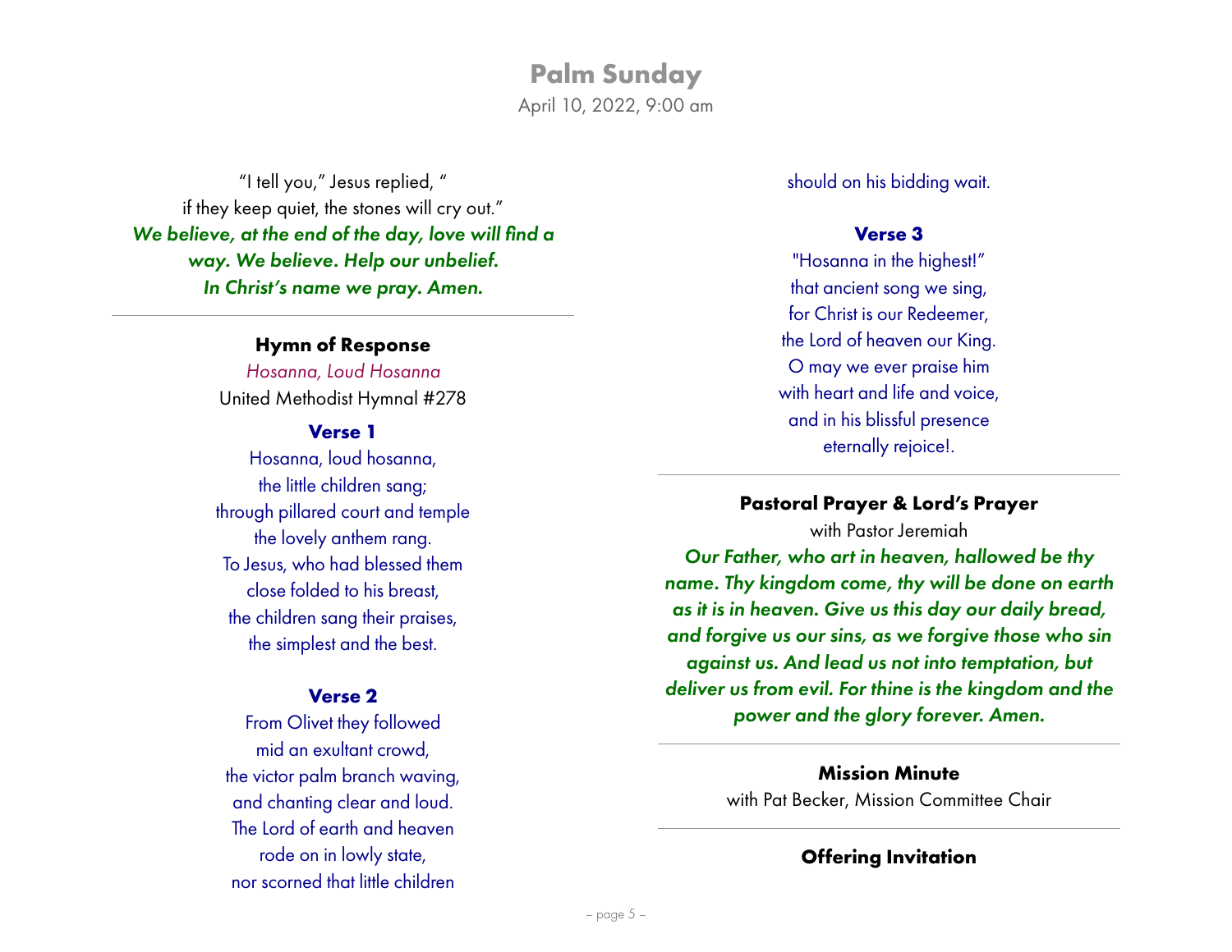# Palm Sunday

April 10, 2022, 9:00 am

"I tell you," Jesus replied, "
if they keep quiet, the stones will cry out."
***We believe, at the end of the day, love will find a way. We believe. Help our unbelief.***
***In Christ's name we pray. Amen.***

---

**Hymn of Response**

*Hosanna, Loud Hosanna*
United Methodist Hymnal #278

**Verse 1**

Hosanna, loud hosanna,
the little children sang;
through pillared court and temple
the lovely anthem rang.
To Jesus, who had blessed them
close folded to his breast,
the children sang their praises,
the simplest and the best.

**Verse 2**

From Olivet they followed
mid an exultant crowd,
the victor palm branch waving,
and chanting clear and loud.
The Lord of earth and heaven
rode on in lowly state,
nor scorned that little children
should on his bidding wait.

**Verse 3**

"Hosanna in the highest!"
that ancient song we sing,
for Christ is our Redeemer,
the Lord of heaven our King.
O may we ever praise him
with heart and life and voice,
and in his blissful presence
eternally rejoice!.

---

**Pastoral Prayer & Lord's Prayer**

with Pastor Jeremiah

***Our Father, who art in heaven, hallowed be thy name. Thy kingdom come, thy will be done on earth as it is in heaven. Give us this day our daily bread, and forgive us our sins, as we forgive those who sin against us. And lead us not into temptation, but deliver us from evil. For thine is the kingdom and the power and the glory forever. Amen.***

---

**Mission Minute**

with Pat Becker, Mission Committee Chair

---

**Offering Invitation**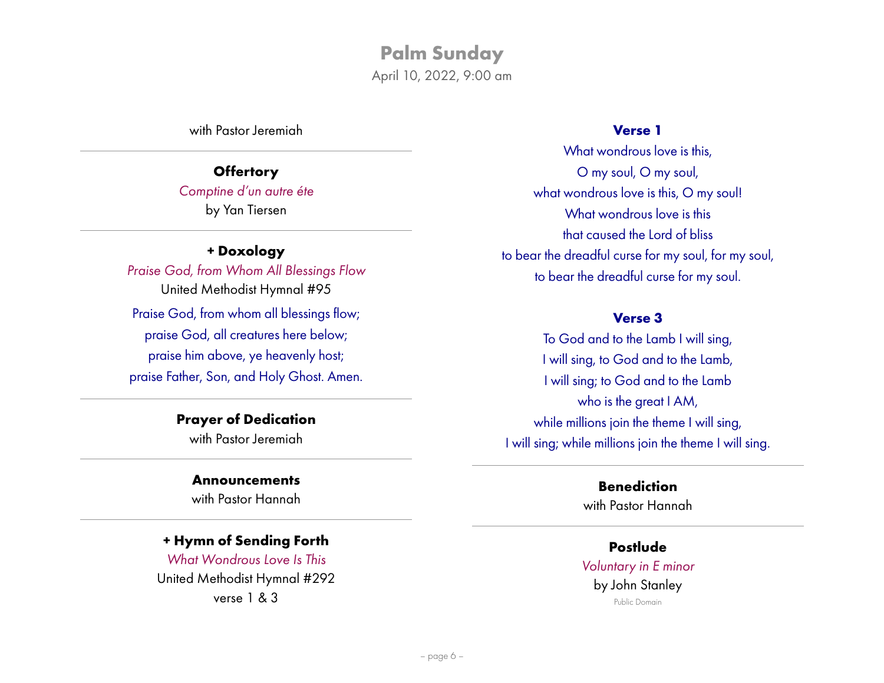# Palm Sunday

April 10, 2022, 9:00 am

with Pastor Jeremiah

---

**Offertory**

*Comptine d'un autre éte*

by Yan Tiersen

---

**+ Doxology**

*Praise God, from Whom All Blessings Flow*

United Methodist Hymnal #95

Praise God, from whom all blessings flow;
praise God, all creatures here below;
praise him above, ye heavenly host;
praise Father, Son, and Holy Ghost. Amen.

---

**Prayer of Dedication**

with Pastor Jeremiah

---

**Announcements**

with Pastor Hannah

---

**+ Hymn of Sending Forth**

*What Wondrous Love Is This*

United Methodist Hymnal #292

verse 1 & 3

**Verse 1**

What wondrous love is this,
O my soul, O my soul,
what wondrous love is this, O my soul!
What wondrous love is this
that caused the Lord of bliss
to bear the dreadful curse for my soul, for my soul,
to bear the dreadful curse for my soul.

**Verse 3**

To God and to the Lamb I will sing,
I will sing, to God and to the Lamb,
I will sing; to God and to the Lamb
who is the great I AM,
while millions join the theme I will sing,
I will sing; while millions join the theme I will sing.

---

**Benediction**

with Pastor Hannah

---

**Postlude**

*Voluntary in E minor*

by John Stanley

Public Domain